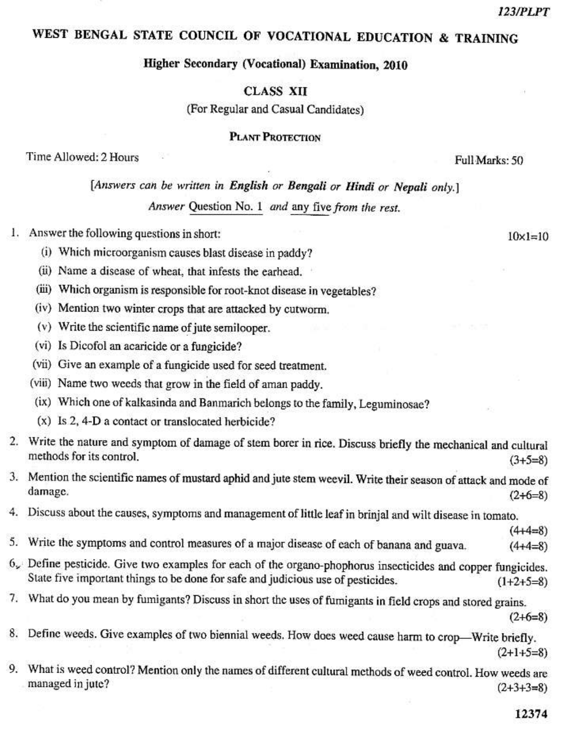123/PLPT

# WEST BENGAL STATE COUNCIL OF VOCATIONAL EDUCATION & TRAINING

## Higher Secondary (Vocational) Examination, 2010

### CLASS XII

(For Regular and Casual Candidates)

### PLANT PROTECTION

Time Allowed: 2 Hours　　　　　　　　　　　　　　　　　　　　　　　　Full Marks: 50

*[Answers can be written in **English** or **Bengali** or **Hindi** or **Nepali** only.]*

*Answer* Question No. 1 *and* any five *from the rest.*

1. Answer the following questions in short: 　　　　　　　　　　　　　　　　　　　10×1=10
   - (i) Which microorganism causes blast disease in paddy?
   - (ii) Name a disease of wheat, that infests the earhead.
   - (iii) Which organism is responsible for root-knot disease in vegetables?
   - (iv) Mention two winter crops that are attacked by cutworm.
   - (v) Write the scientific name of jute semilooper.
   - (vi) Is Dicofol an acaricide or a fungicide?
   - (vii) Give an example of a fungicide used for seed treatment.
   - (viii) Name two weeds that grow in the field of aman paddy.
   - (ix) Which one of kalkasinda and Banmarich belongs to the family, Leguminosae?
   - (x) Is 2, 4-D a contact or translocated herbicide?

2. Write the nature and symptom of damage of stem borer in rice. Discuss briefly the mechanical and cultural methods for its control. (3+5=8)

3. Mention the scientific names of mustard aphid and jute stem weevil. Write their season of attack and mode of damage. (2+6=8)

4. Discuss about the causes, symptoms and management of little leaf in brinjal and wilt disease in tomato. (4+4=8)

5. Write the symptoms and control measures of a major disease of each of banana and guava. (4+4=8)

6. Define pesticide. Give two examples for each of the organo-phophorus insecticides and copper fungicides. State five important things to be done for safe and judicious use of pesticides. (1+2+5=8)

7. What do you mean by fumigants? Discuss in short the uses of fumigants in field crops and stored grains. (2+6=8)

8. Define weeds. Give examples of two biennial weeds. How does weed cause harm to crop—Write briefly. (2+1+5=8)

9. What is weed control? Mention only the names of different cultural methods of weed control. How weeds are managed in jute? (2+3+3=8)

12374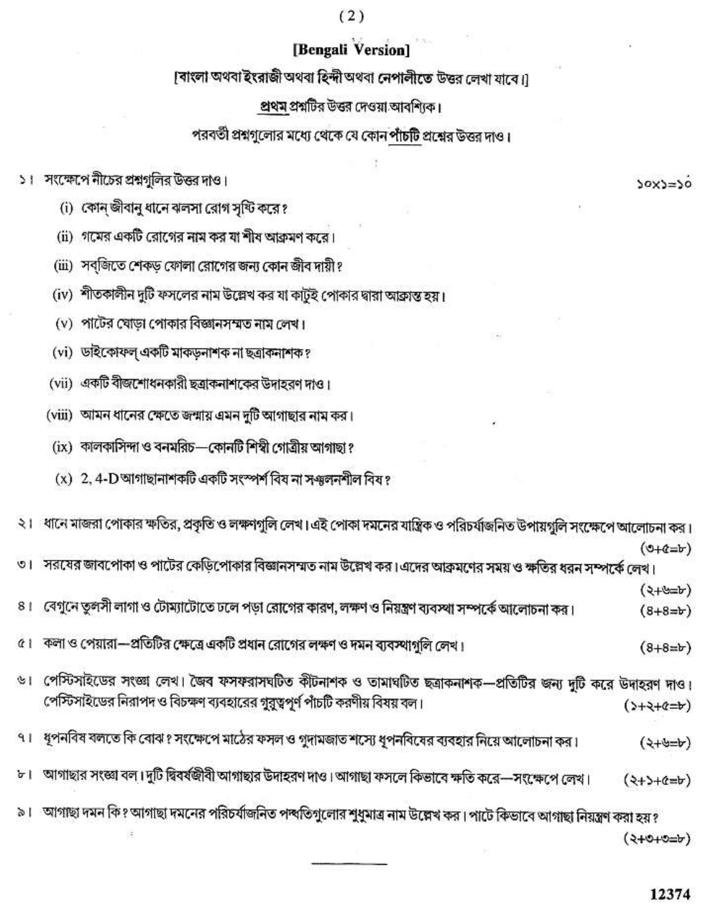## [Bengali Version]

[বাংলা অথবা ইংরাজী অথবা হিন্দী অথবা নেপালীতে উত্তর লেখা যাবে।]

প্রথম প্রশ্নটির উত্তর দেওয়া আবশ্যিক।

পরবর্তী প্রশ্নগুলোর মধ্যে থেকে যে কোন পাঁচটি প্রশ্নের উত্তর দাও।

১। সংক্ষেপে নীচের প্রশ্নগুলির উত্তর দাও। ১০×১=১০

(i) কোন্ জীবানু ধানে ঝলসা রোগ সৃষ্টি করে?

(ii) গমের একটি রোগের নাম কর যা শীষ আক্রমণ করে।

(iii) সব্জিতে শেকড় ফোলা রোগের জন্য কোন জীব দায়ী?

(iv) শীতকালীন দুটি ফসলের নাম উল্লেখ কর যা কাটুই পোকার দ্বারা আক্রান্ত হয়।

(v) পাটের ঘোড়া পোকার বিজ্ঞানসম্মত নাম লেখ।

(vi) ডাইকোফল্ একটি মাকড়নাশক না ছত্রাকনাশক?

(vii) একটি বীজশোধনকারী ছত্রাকনাশকের উদাহরণ দাও।

(viii) আমন ধানের ক্ষেতে জন্মায় এমন দুটি আগাছার নাম কর।

(ix) কালকাসিন্দা ও বনমরিচ—কোনটি শিম্বী গোত্রীয় আগাছা?

(x) 2, 4-D আগাছানাশকটি একটি সংস্পর্শ বিষ না সঞ্চলনশীল বিষ?

২। ধানে মাজরা পোকার ক্ষতির, প্রকৃতি ও লক্ষণগুলি লেখ। এই পোকা দমনের যান্ত্রিক ও পরিচর্যাজনিত উপায়গুলি সংক্ষেপে আলোচনা কর। (৩+৫=৮)

৩। সরষের জাবপোকা ও পাটের কেড়িপোকার বিজ্ঞানসম্মত নাম উল্লেখ কর। এদের আক্রমণের সময় ও ক্ষতির ধরন সম্পর্কে লেখ। (২+৬=৮)

৪। বেগুনে তুলসী লাগা ও টোম্যাটোতে ঢলে পড়া রোগের কারণ, লক্ষণ ও নিয়ন্ত্রণ ব্যবস্থা সম্পর্কে আলোচনা কর। (৪+৪=৮)

৫। কলা ও পেয়ারা—প্রতিটির ক্ষেত্রে একটি প্রধান রোগের লক্ষণ ও দমন ব্যবস্থাগুলি লেখ। (৪+৪=৮)

৬। পেস্টিসাইডের সংজ্ঞা লেখ। জৈব ফসফরাসঘটিত কীটনাশক ও তামাঘটিত ছত্রাকনাশক—প্রতিটির জন্য দুটি করে উদাহরণ দাও। পেস্টিসাইডের নিরাপদ ও বিচক্ষণ ব্যবহারের গুরুত্বপূর্ণ পাঁচটি করণীয় বিষয় বল। (১+২+৫=৮)

৭। ধূপনবিষ বলতে কি বোঝ? সংক্ষেপে মাঠের ফসল ও গুদামজাত শস্যে ধূপনবিষের ব্যবহার নিয়ে আলোচনা কর। (২+৬=৮)

৮। আগাছার সংজ্ঞা বল। দুটি দ্বিবর্ষজীবী আগাছার উদাহরণ দাও। আগাছা ফসলে কিভাবে ক্ষতি করে—সংক্ষেপে লেখ। (২+১+৫=৮)

৯। আগাছা দমন কি? আগাছা দমনের পরিচর্যাজনিত পদ্ধতিগুলোর শুধুমাত্র নাম উল্লেখ কর। পাটে কিভাবে আগাছা নিয়ন্ত্রণ করা হয়? (২+৩+৩=৮)

12374